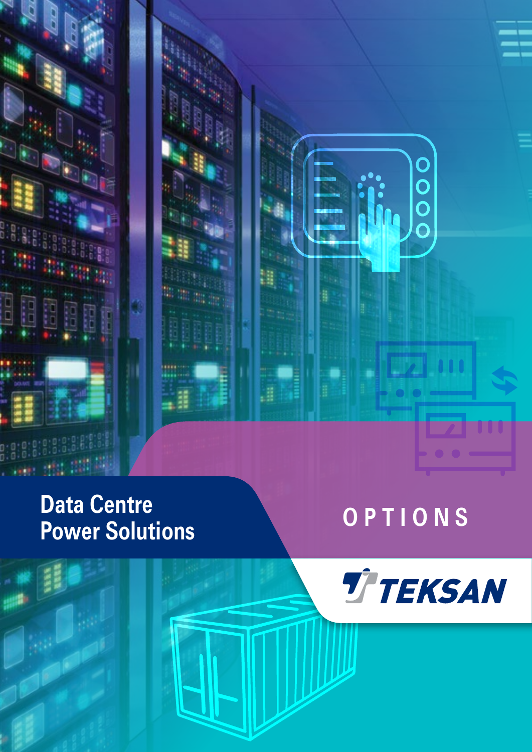# Data Centre Power Solutions

## OPTIONS

TEKSAN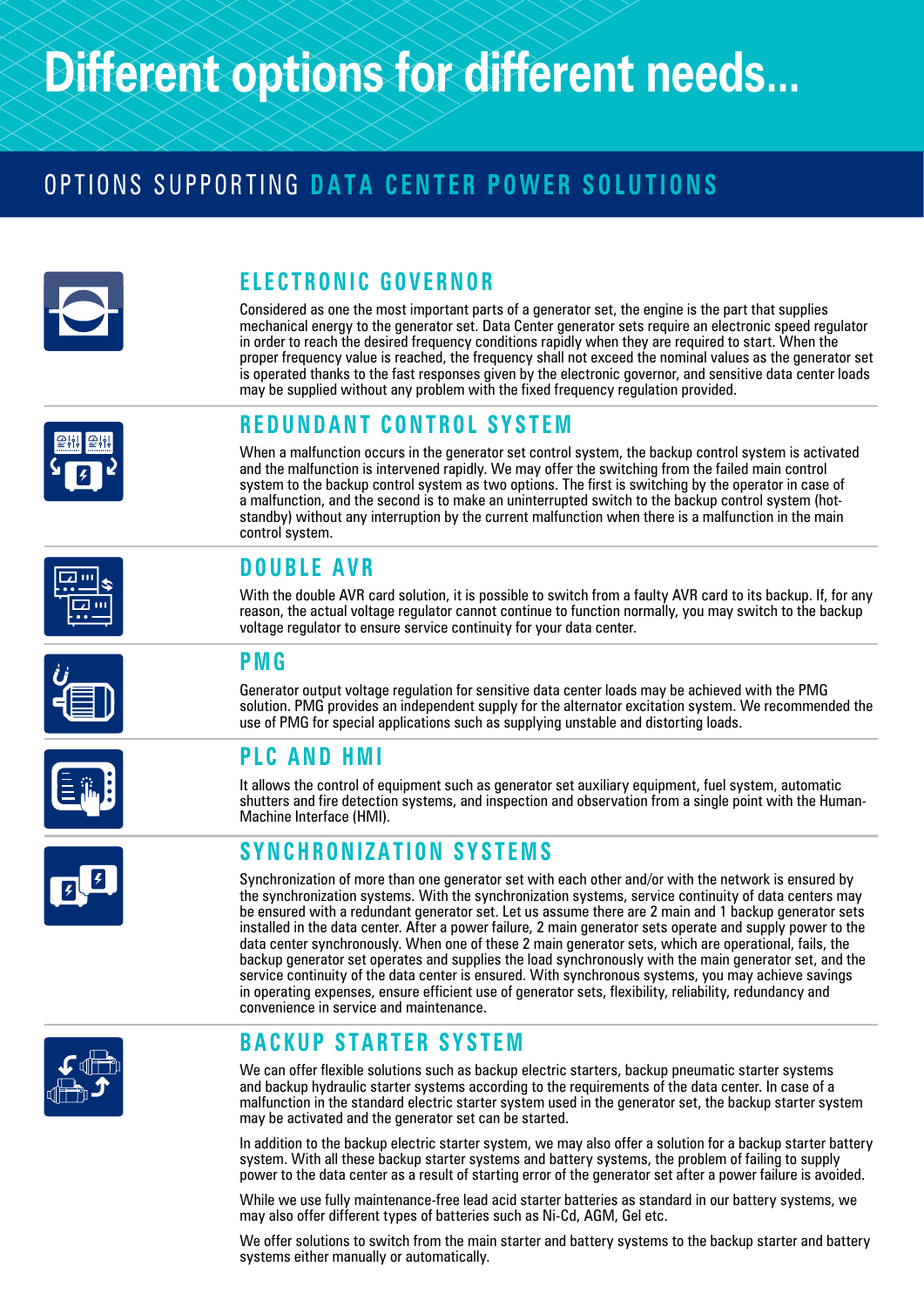# Different options for different needs...

## OPTIONS SUPPORTING DATA CENTER POWER SOLUTIONS

### ELECTRONIC GOVERNOR

Considered as one the most important parts of a generator set, the engine is the part that supplies mechanical energy to the generator set. Data Center generator sets require an electronic speed regulator in order to reach the desired frequency conditions rapidly when they are required to start. When the proper frequency value is reached, the frequency shall not exceed the nominal values as the generator set is operated thanks to the fast responses given by the electronic governor, and sensitive data center loads may be supplied without any problem with the fixed frequency regulation provided.

### REDUNDANT CONTROL SYSTEM

When a malfunction occurs in the generator set control system, the backup control system is activated and the malfunction is intervened rapidly. We may offer the switching from the failed main control system to the backup control system as two options. The first is switching by the operator in case of a malfunction, and the second is to make an uninterrupted switch to the backup control system (hot-standby) without any interruption by the current malfunction when there is a malfunction in the main control system.

### DOUBLE AVR

With the double AVR card solution, it is possible to switch from a faulty AVR card to its backup. If, for any reason, the actual voltage regulator cannot continue to function normally, you may switch to the backup voltage regulator to ensure service continuity for your data center.

### PMG

Generator output voltage regulation for sensitive data center loads may be achieved with the PMG solution. PMG provides an independent supply for the alternator excitation system. We recommended the use of PMG for special applications such as supplying unstable and distorting loads.

### PLC AND HMI

It allows the control of equipment such as generator set auxiliary equipment, fuel system, automatic shutters and fire detection systems, and inspection and observation from a single point with the Human-Machine Interface (HMI).

### SYNCHRONIZATION SYSTEMS

Synchronization of more than one generator set with each other and/or with the network is ensured by the synchronization systems. With the synchronization systems, service continuity of data centers may be ensured with a redundant generator set. Let us assume there are 2 main and 1 backup generator sets installed in the data center. After a power failure, 2 main generator sets operate and supply power to the data center synchronously. When one of these 2 main generator sets, which are operational, fails, the backup generator set operates and supplies the load synchronously with the main generator set, and the service continuity of the data center is ensured. With synchronous systems, you may achieve savings in operating expenses, ensure efficient use of generator sets, flexibility, reliability, redundancy and convenience in service and maintenance.

### BACKUP STARTER SYSTEM

We can offer flexible solutions such as backup electric starters, backup pneumatic starter systems and backup hydraulic starter systems according to the requirements of the data center. In case of a malfunction in the standard electric starter system used in the generator set, the backup starter system may be activated and the generator set can be started.

In addition to the backup electric starter system, we may also offer a solution for a backup starter battery system. With all these backup starter systems and battery systems, the problem of failing to supply power to the data center as a result of starting error of the generator set after a power failure is avoided.

While we use fully maintenance-free lead acid starter batteries as standard in our battery systems, we may also offer different types of batteries such as Ni-Cd, AGM, Gel etc.

We offer solutions to switch from the main starter and battery systems to the backup starter and battery systems either manually or automatically.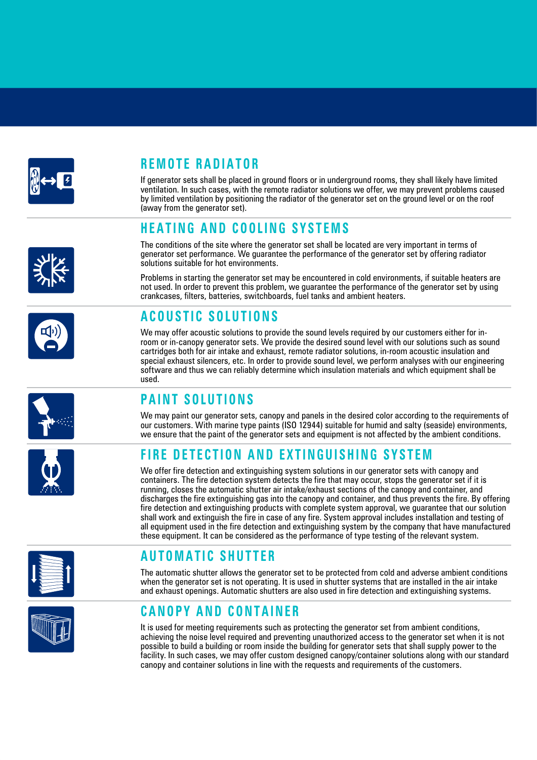## REMOTE RADIATOR

If generator sets shall be placed in ground floors or in underground rooms, they shall likely have limited ventilation. In such cases, with the remote radiator solutions we offer, we may prevent problems caused by limited ventilation by positioning the radiator of the generator set on the ground level or on the roof (away from the generator set).

## HEATING AND COOLING SYSTEMS

The conditions of the site where the generator set shall be located are very important in terms of generator set performance. We guarantee the performance of the generator set by offering radiator solutions suitable for hot environments.

Problems in starting the generator set may be encountered in cold environments, if suitable heaters are not used. In order to prevent this problem, we guarantee the performance of the generator set by using crankcases, filters, batteries, switchboards, fuel tanks and ambient heaters.

## ACOUSTIC SOLUTIONS

We may offer acoustic solutions to provide the sound levels required by our customers either for in-room or in-canopy generator sets. We provide the desired sound level with our solutions such as sound cartridges both for air intake and exhaust, remote radiator solutions, in-room acoustic insulation and special exhaust silencers, etc. In order to provide sound level, we perform analyses with our engineering software and thus we can reliably determine which insulation materials and which equipment shall be used.

## PAINT SOLUTIONS

We may paint our generator sets, canopy and panels in the desired color according to the requirements of our customers. With marine type paints (ISO 12944) suitable for humid and salty (seaside) environments, we ensure that the paint of the generator sets and equipment is not affected by the ambient conditions.

## FIRE DETECTION AND EXTINGUISHING SYSTEM

We offer fire detection and extinguishing system solutions in our generator sets with canopy and containers. The fire detection system detects the fire that may occur, stops the generator set if it is running, closes the automatic shutter air intake/exhaust sections of the canopy and container, and discharges the fire extinguishing gas into the canopy and container, and thus prevents the fire. By offering fire detection and extinguishing products with complete system approval, we guarantee that our solution shall work and extinguish the fire in case of any fire. System approval includes installation and testing of all equipment used in the fire detection and extinguishing system by the company that have manufactured these equipment. It can be considered as the performance of type testing of the relevant system.

## AUTOMATIC SHUTTER

The automatic shutter allows the generator set to be protected from cold and adverse ambient conditions when the generator set is not operating. It is used in shutter systems that are installed in the air intake and exhaust openings. Automatic shutters are also used in fire detection and extinguishing systems.

## CANOPY AND CONTAINER

It is used for meeting requirements such as protecting the generator set from ambient conditions, achieving the noise level required and preventing unauthorized access to the generator set when it is not possible to build a building or room inside the building for generator sets that shall supply power to the facility. In such cases, we may offer custom designed canopy/container solutions along with our standard canopy and container solutions in line with the requests and requirements of the customers.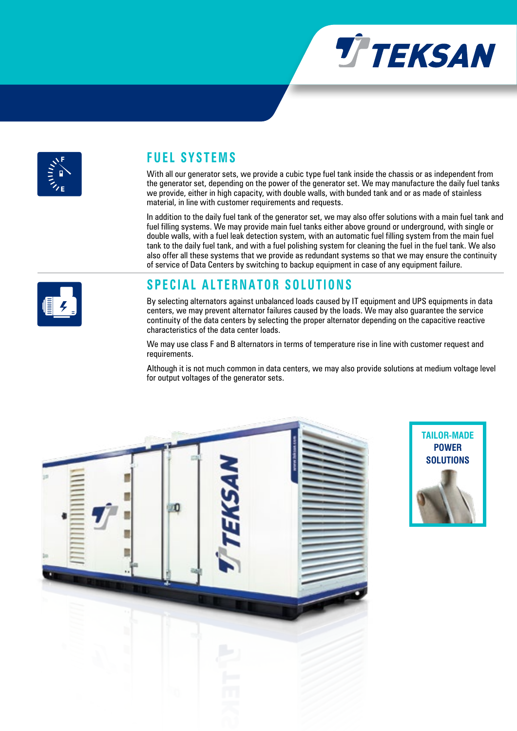## FUEL SYSTEMS

With all our generator sets, we provide a cubic type fuel tank inside the chassis or as independent from the generator set, depending on the power of the generator set. We may manufacture the daily fuel tanks we provide, either in high capacity, with double walls, with bunded tank and or as made of stainless material, in line with customer requirements and requests.

In addition to the daily fuel tank of the generator set, we may also offer solutions with a main fuel tank and fuel filling systems. We may provide main fuel tanks either above ground or underground, with single or double walls, with a fuel leak detection system, with an automatic fuel filling system from the main fuel tank to the daily fuel tank, and with a fuel polishing system for cleaning the fuel in the fuel tank. We also also offer all these systems that we provide as redundant systems so that we may ensure the continuity of service of Data Centers by switching to backup equipment in case of any equipment failure.

## SPECIAL ALTERNATOR SOLUTIONS

By selecting alternators against unbalanced loads caused by IT equipment and UPS equipments in data centers, we may prevent alternator failures caused by the loads. We may also guarantee the service continuity of the data centers by selecting the proper alternator depending on the capacitive reactive characteristics of the data center loads.

We may use class F and B alternators in terms of temperature rise in line with customer request and requirements.

Although it is not much common in data centers, we may also provide solutions at medium voltage level for output voltages of the generator sets.

**TAILOR-MADE POWER SOLUTIONS**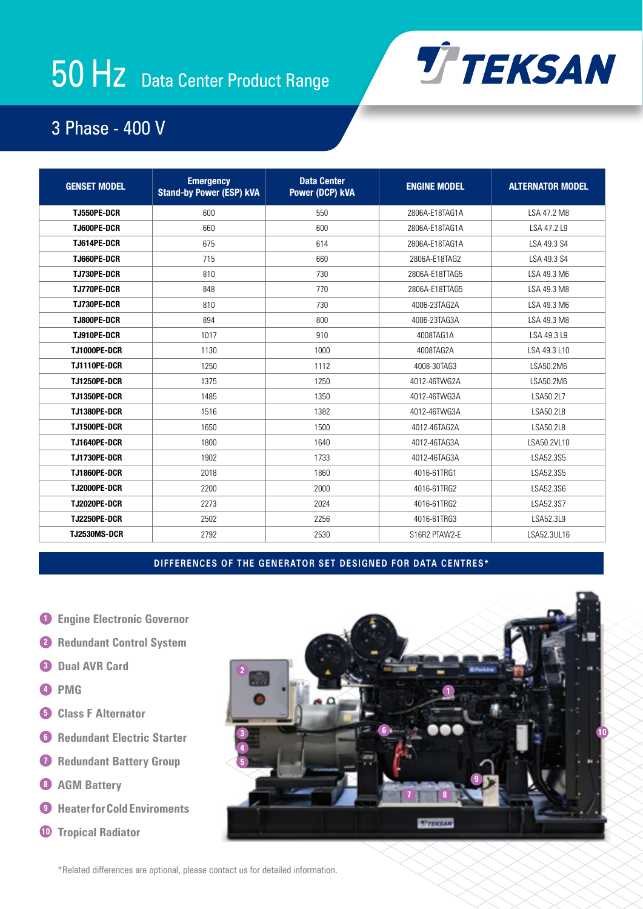# 50 Hz Data Center Product Range

## 3 Phase - 400 V

| GENSET MODEL | Emergency Stand-by Power (ESP) kVA | Data Center Power (DCP) kVA | ENGINE MODEL | ALTERNATOR MODEL |
|---|---|---|---|---|
| TJ550PE-DCR | 600 | 550 | 2806A-E18TAG1A | LSA 47.2 M8 |
| TJ600PE-DCR | 660 | 600 | 2806A-E18TAG1A | LSA 47.2 L9 |
| TJ614PE-DCR | 675 | 614 | 2806A-E18TAG1A | LSA 49.3 S4 |
| TJ660PE-DCR | 715 | 660 | 2806A-E18TAG2 | LSA 49.3 S4 |
| TJ730PE-DCR | 810 | 730 | 2806A-E18TTAG5 | LSA 49.3 M6 |
| TJ770PE-DCR | 848 | 770 | 2806A-E18TTAG5 | LSA 49.3 M8 |
| TJ730PE-DCR | 810 | 730 | 4006-23TAG2A | LSA 49.3 M6 |
| TJ800PE-DCR | 894 | 800 | 4006-23TAG3A | LSA 49.3 M8 |
| TJ910PE-DCR | 1017 | 910 | 4008TAG1A | LSA 49.3 L9 |
| TJ1000PE-DCR | 1130 | 1000 | 4008TAG2A | LSA 49.3 L10 |
| TJ1110PE-DCR | 1250 | 1112 | 4008-30TAG3 | LSA50.2M6 |
| TJ1250PE-DCR | 1375 | 1250 | 4012-46TWG2A | LSA50.2M6 |
| TJ1350PE-DCR | 1485 | 1350 | 4012-46TWG3A | LSA50.2L7 |
| TJ1380PE-DCR | 1516 | 1382 | 4012-46TWG3A | LSA50.2L8 |
| TJ1500PE-DCR | 1650 | 1500 | 4012-46TAG2A | LSA50.2L8 |
| TJ1640PE-DCR | 1800 | 1640 | 4012-46TAG3A | LSA50.2VL10 |
| TJ1730PE-DCR | 1902 | 1733 | 4012-46TAG3A | LSA52.3S5 |
| TJ1860PE-DCR | 2018 | 1860 | 4016-61TRG1 | LSA52.3S5 |
| TJ2000PE-DCR | 2200 | 2000 | 4016-61TRG2 | LSA52.3S6 |
| TJ2020PE-DCR | 2273 | 2024 | 4016-61TRG2 | LSA52.3S7 |
| TJ2250PE-DCR | 2502 | 2256 | 4016-61TRG3 | LSA52.3L9 |
| TJ2530MS-DCR | 2792 | 2530 | S16R2 PTAW2-E | LSA52.3UL16 |

## DIFFERENCES OF THE GENERATOR SET DESIGNED FOR DATA CENTRES*

1. Engine Electronic Governor
2. Redundant Control System
3. Dual AVR Card
4. PMG
5. Class F Alternator
6. Redundant Electric Starter
7. Redundant Battery Group
8. AGM Battery
9. Heater for Cold Enviroments
10. Tropical Radiator

*Related differences are optional, please contact us for detailed information.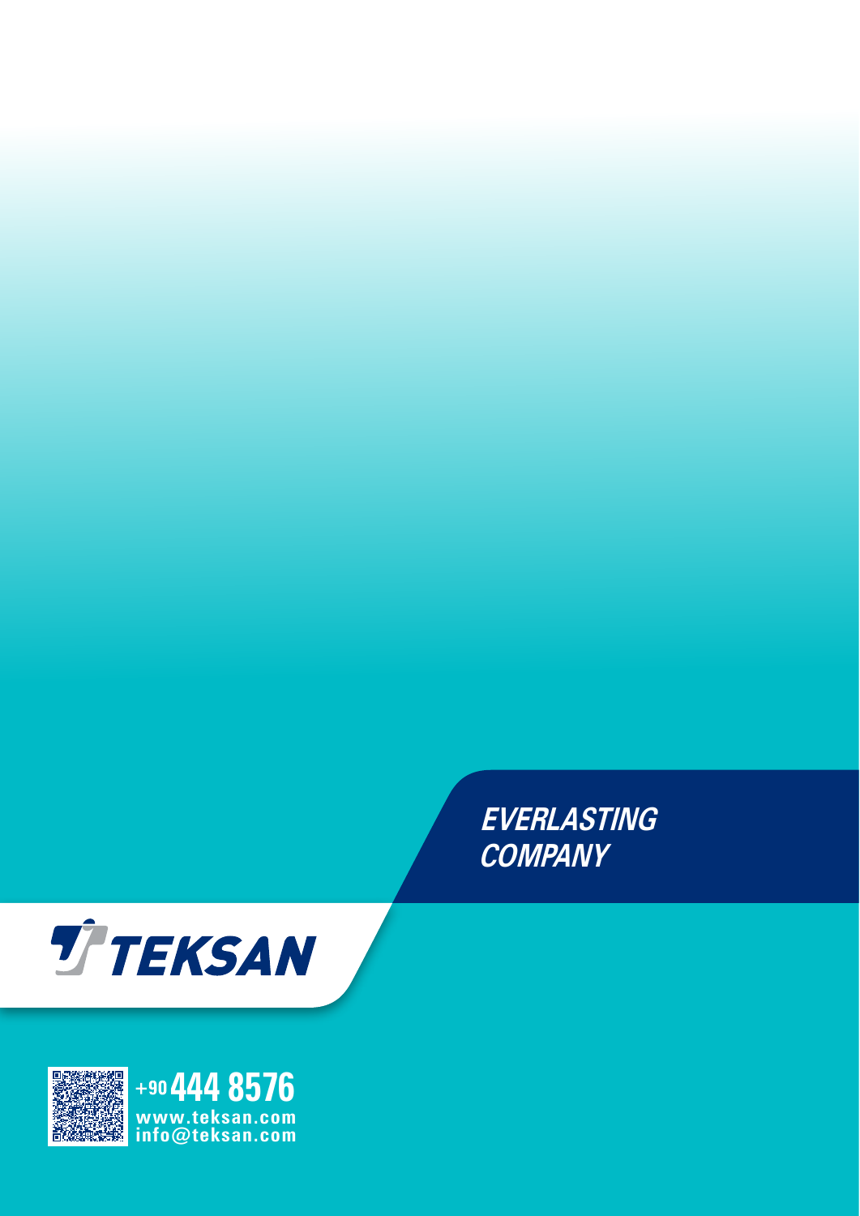*EVERLASTING COMPANY*

TEKSAN

+90 444 8576
www.teksan.com
info@teksan.com